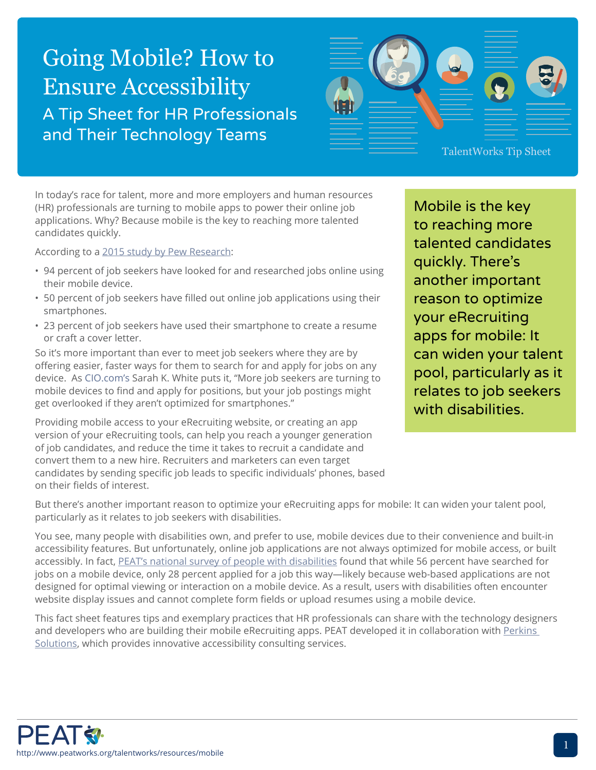# Going Mobile? How to Ensure Accessibility

## A Tip Sheet for HR Professionals and Their Technology Teams

TalentWorks Tip Sheet

In today's race for talent, more and more employers and human resources (HR) professionals are turning to mobile apps to power their online job applications. Why? Because mobile is the key to reaching more talented candidates quickly.

According to a [2015 study by Pew Research](#):

- 94 percent of job seekers have looked for and researched jobs online using their mobile device.
- 50 percent of job seekers have filled out online job applications using their smartphones.
- 23 percent of job seekers have used their smartphone to create a resume or craft a cover letter.

So it's more important than ever to meet job seekers where they are by offering easier, faster ways for them to search for and apply for jobs on any device. As CIO.com's Sarah K. White puts it, "More job seekers are turning to mobile devices to find and apply for positions, but your job postings might get overlooked if they aren't optimized for smartphones."

Providing mobile access to your eRecruiting website, or creating an app version of your eRecruiting tools, can help you reach a younger generation of job candidates, and reduce the time it takes to recruit a candidate and convert them to a new hire. Recruiters and marketers can even target candidates by sending specific job leads to specific individuals' phones, based on their fields of interest.

> Mobile is the key to reaching more talented candidates quickly. There's another important reason to optimize your eRecruiting apps for mobile: It can widen your talent pool, particularly as it relates to job seekers with disabilities.

But there's another important reason to optimize your eRecruiting apps for mobile: It can widen your talent pool, particularly as it relates to job seekers with disabilities.

You see, many people with disabilities own, and prefer to use, mobile devices due to their convenience and built-in accessibility features. But unfortunately, online job applications are not always optimized for mobile access, or built accessibly. In fact, [PEAT's national survey of people with disabilities](#) found that while 56 percent have searched for jobs on a mobile device, only 28 percent applied for a job this way—likely because web-based applications are not designed for optimal viewing or interaction on a mobile device. As a result, users with disabilities often encounter website display issues and cannot complete form fields or upload resumes using a mobile device.

This fact sheet features tips and exemplary practices that HR professionals can share with the technology designers and developers who are building their mobile eRecruiting apps. PEAT developed it in collaboration with [Perkins Solutions](#), which provides innovative accessibility consulting services.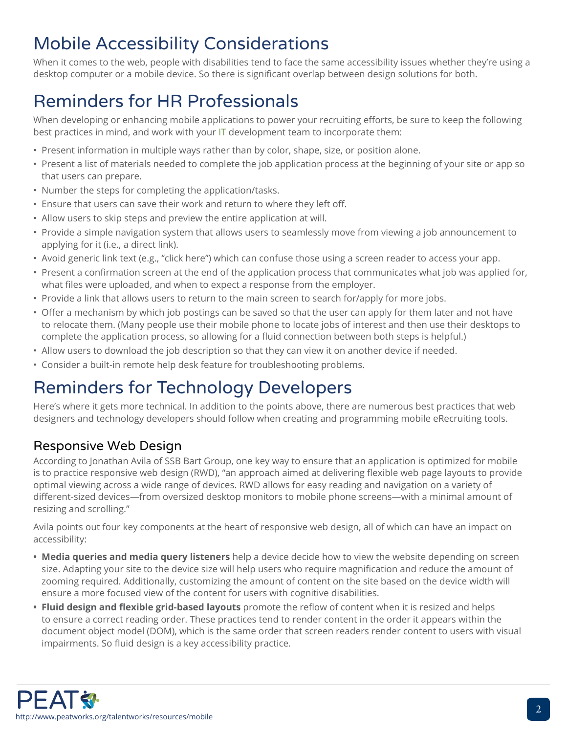# Mobile Accessibility Considerations

When it comes to the web, people with disabilities tend to face the same accessibility issues whether they're using a desktop computer or a mobile device. So there is significant overlap between design solutions for both.

# Reminders for HR Professionals

When developing or enhancing mobile applications to power your recruiting efforts, be sure to keep the following best practices in mind, and work with your IT development team to incorporate them:

- Present information in multiple ways rather than by color, shape, size, or position alone.
- Present a list of materials needed to complete the job application process at the beginning of your site or app so that users can prepare.
- Number the steps for completing the application/tasks.
- Ensure that users can save their work and return to where they left off.
- Allow users to skip steps and preview the entire application at will.
- Provide a simple navigation system that allows users to seamlessly move from viewing a job announcement to applying for it (i.e., a direct link).
- Avoid generic link text (e.g., "click here") which can confuse those using a screen reader to access your app.
- Present a confirmation screen at the end of the application process that communicates what job was applied for, what files were uploaded, and when to expect a response from the employer.
- Provide a link that allows users to return to the main screen to search for/apply for more jobs.
- Offer a mechanism by which job postings can be saved so that the user can apply for them later and not have to relocate them. (Many people use their mobile phone to locate jobs of interest and then use their desktops to complete the application process, so allowing for a fluid connection between both steps is helpful.)
- Allow users to download the job description so that they can view it on another device if needed.
- Consider a built-in remote help desk feature for troubleshooting problems.

# Reminders for Technology Developers

Here's where it gets more technical. In addition to the points above, there are numerous best practices that web designers and technology developers should follow when creating and programming mobile eRecruiting tools.

## Responsive Web Design

According to Jonathan Avila of SSB Bart Group, one key way to ensure that an application is optimized for mobile is to practice responsive web design (RWD), "an approach aimed at delivering flexible web page layouts to provide optimal viewing across a wide range of devices. RWD allows for easy reading and navigation on a variety of different-sized devices—from oversized desktop monitors to mobile phone screens—with a minimal amount of resizing and scrolling."

Avila points out four key components at the heart of responsive web design, all of which can have an impact on accessibility:

- **Media queries and media query listeners** help a device decide how to view the website depending on screen size. Adapting your site to the device size will help users who require magnification and reduce the amount of zooming required. Additionally, customizing the amount of content on the site based on the device width will ensure a more focused view of the content for users with cognitive disabilities.
- **Fluid design and flexible grid-based layouts** promote the reflow of content when it is resized and helps to ensure a correct reading order. These practices tend to render content in the order it appears within the document object model (DOM), which is the same order that screen readers render content to users with visual impairments. So fluid design is a key accessibility practice.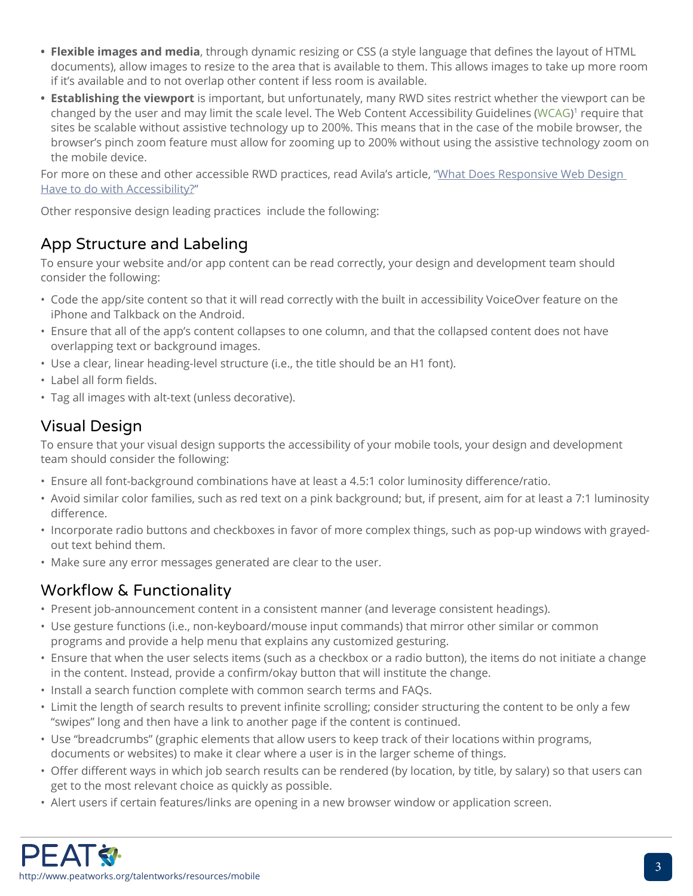- **Flexible images and media**, through dynamic resizing or CSS (a style language that defines the layout of HTML documents), allow images to resize to the area that is available to them. This allows images to take up more room if it's available and to not overlap other content if less room is available.
- **Establishing the viewport** is important, but unfortunately, many RWD sites restrict whether the viewport can be changed by the user and may limit the scale level. The Web Content Accessibility Guidelines (WCAG)[1] require that sites be scalable without assistive technology up to 200%. This means that in the case of the mobile browser, the browser's pinch zoom feature must allow for zooming up to 200% without using the assistive technology zoom on the mobile device.

For more on these and other accessible RWD practices, read Avila's article, "What Does Responsive Web Design Have to do with Accessibility?"

Other responsive design leading practices include the following:

## App Structure and Labeling

To ensure your website and/or app content can be read correctly, your design and development team should consider the following:

- Code the app/site content so that it will read correctly with the built in accessibility VoiceOver feature on the iPhone and Talkback on the Android.
- Ensure that all of the app's content collapses to one column, and that the collapsed content does not have overlapping text or background images.
- Use a clear, linear heading-level structure (i.e., the title should be an H1 font).
- Label all form fields.
- Tag all images with alt-text (unless decorative).

## Visual Design

To ensure that your visual design supports the accessibility of your mobile tools, your design and development team should consider the following:

- Ensure all font-background combinations have at least a 4.5:1 color luminosity difference/ratio.
- Avoid similar color families, such as red text on a pink background; but, if present, aim for at least a 7:1 luminosity difference.
- Incorporate radio buttons and checkboxes in favor of more complex things, such as pop-up windows with grayed-out text behind them.
- Make sure any error messages generated are clear to the user.

## Workflow & Functionality

- Present job-announcement content in a consistent manner (and leverage consistent headings).
- Use gesture functions (i.e., non-keyboard/mouse input commands) that mirror other similar or common programs and provide a help menu that explains any customized gesturing.
- Ensure that when the user selects items (such as a checkbox or a radio button), the items do not initiate a change in the content. Instead, provide a confirm/okay button that will institute the change.
- Install a search function complete with common search terms and FAQs.
- Limit the length of search results to prevent infinite scrolling; consider structuring the content to be only a few "swipes" long and then have a link to another page if the content is continued.
- Use "breadcrumbs" (graphic elements that allow users to keep track of their locations within programs, documents or websites) to make it clear where a user is in the larger scheme of things.
- Offer different ways in which job search results can be rendered (by location, by title, by salary) so that users can get to the most relevant choice as quickly as possible.
- Alert users if certain features/links are opening in a new browser window or application screen.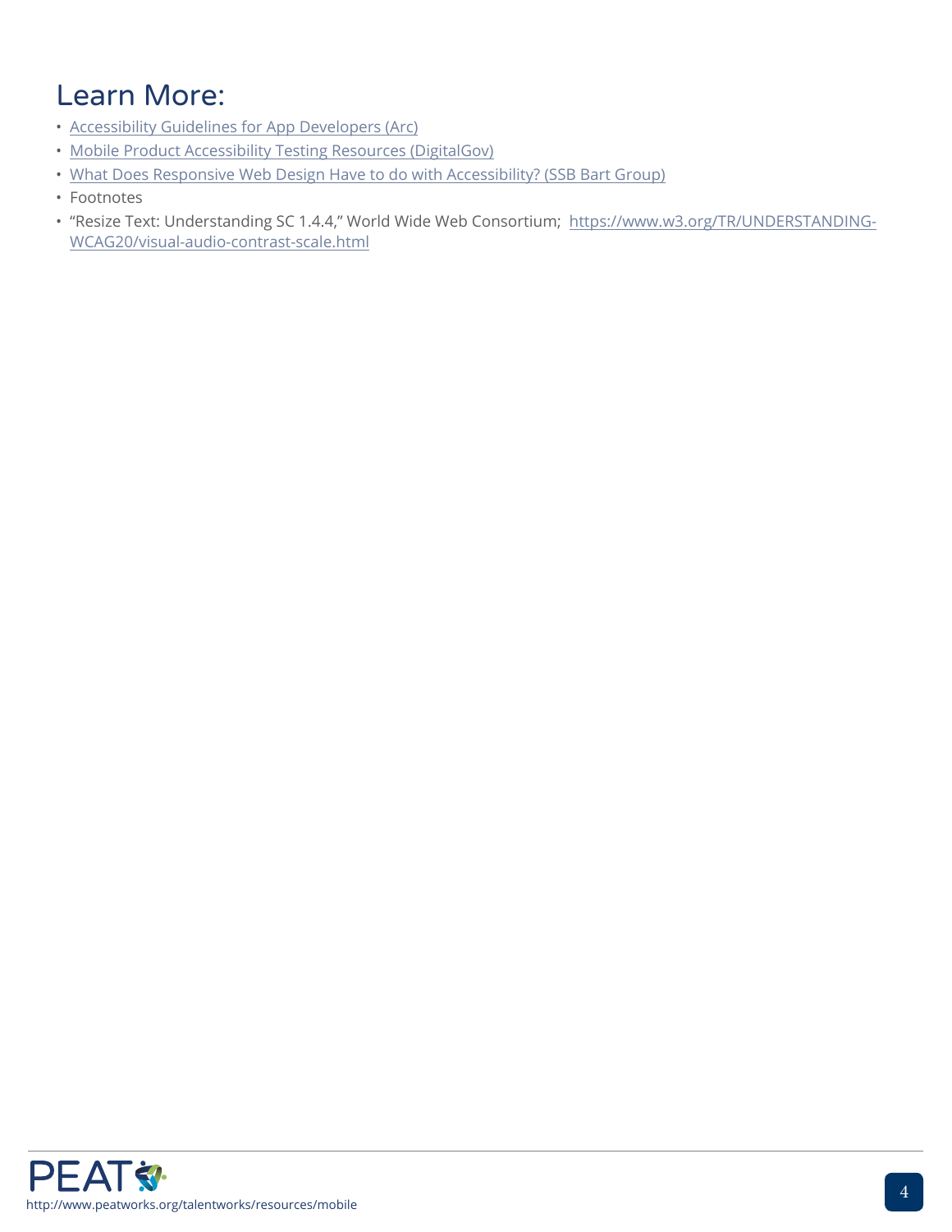## Learn More:

- Accessibility Guidelines for App Developers (Arc)
- Mobile Product Accessibility Testing Resources (DigitalGov)
- What Does Responsive Web Design Have to do with Accessibility? (SSB Bart Group)
- Footnotes
- "Resize Text: Understanding SC 1.4.4," World Wide Web Consortium; https://www.w3.org/TR/UNDERSTANDING-WCAG20/visual-audio-contrast-scale.html